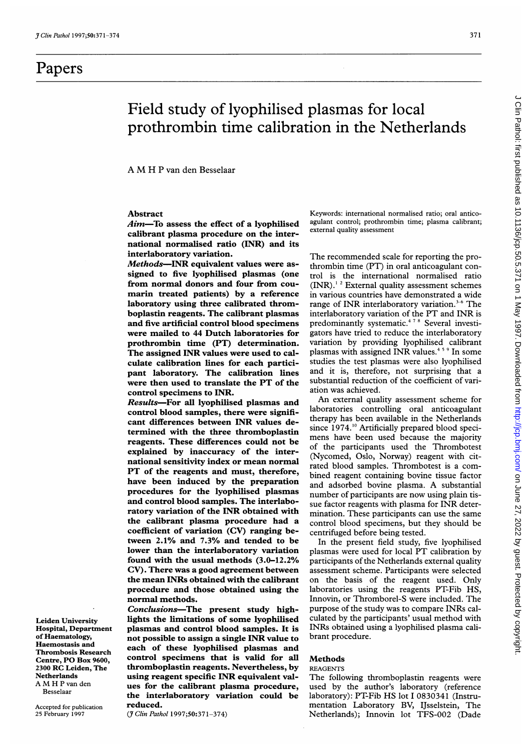# Papers

# Field study of lyophilised plasmas for local prothrombin time calibration in the Netherlands

A M H P van den Besselaar

## Abstract

**Aim—To assess the effect of a lyophilised calibrant plasma procedure on the international normalised ratio (INR) and its interlaboratory variation.**

**Methods—INR equivalent values were assigned to five lyophilised plasmas (one from normal donors and four from coumarin treated patients) by a reference laboratory using three calibrated thromboplastin reagents. The calibrant plasmas and five artificial control blood specimens were mailed to 44 Dutch laboratories for prothrombin time (PT) determination. The assigned INR values were used to calculate calibration lines for each participant laboratory. The calibration lines were then used to translate the PT of the control specimens to INR.**

**Results—For all lyophilised plasmas and control blood samples, there were significant differences between INR values determined with the three thromboplastin reagents. These differences could not be explained by inaccuracy of the international sensitivity index or mean normal PT of the reagents and must, therefore, have been induced by the preparation procedures for the lyophilised plasmas and control blood samples. The interlaboratory variation of the INR obtained with the calibrant plasma procedure had a coefficient of variation (CV) ranging between 2.1% and 7.3% and tended to be lower than the interlaboratory variation found with the usual methods (3.0–12.2% CV). There was a good agreement between the mean INRs obtained with the calibrant procedure and those obtained using the normal methods.**

**Conclusions—The present study highlights the limitations of some lyophilised plasmas and control blood samples. It is not possible to assign a single INR value to each of these lyophilised plasmas and control specimens that is valid for all thromboplastin reagents. Nevertheless, by using reagent specific INR equivalent values for the calibrant plasma procedure, the interlaboratory variation could be reduced.**

(*J Clin Pathol* 1997;**50**:371–374)

Keywords: international normalised ratio; oral anticoagulant control; prothrombin time; plasma calibrant; external quality assessment

The recommended scale for reporting the prothrombin time (PT) in oral anticoagulant control is the international normalised ratio (INR).[1,2] External quality assessment schemes in various countries have demonstrated a wide range of INR interlaboratory variation.[3–6] The interlaboratory variation of the PT and INR is predominantly systematic.[4,7,8] Several investigators have tried to reduce the interlaboratory variation by providing lyophilised calibrant plasmas with assigned INR values.[4,5,9] In some studies the test plasmas were also lyophilised and it is, therefore, not surprising that a substantial reduction of the coefficient of variation was achieved.

An external quality assessment scheme for laboratories controlling oral anticoagulant therapy has been available in the Netherlands since 1974.[10] Artificially prepared blood specimens have been used because the majority of the participants used the Thrombotest (Nycomed, Oslo, Norway) reagent with citrated blood samples. Thrombotest is a combined reagent containing bovine tissue factor and adsorbed bovine plasma. A substantial number of participants are now using plain tissue factor reagents with plasma for INR determination. These participants can use the same control blood specimens, but they should be centrifuged before being tested.

In the present field study, five lyophilised plasmas were used for local PT calibration by participants of the Netherlands external quality assessment scheme. Participants were selected on the basis of the reagent used. Only laboratories using the reagents PT-Fib HS, Innovin, or Thromborel-S were included. The purpose of the study was to compare INRs calculated by the participants' usual method with INRs obtained using a lyophilised plasma calibrant procedure.

## Methods

### REAGENTS

The following thromboplastin reagents were used by the author's laboratory (reference laboratory): PT-Fib HS lot I 0830341 (Instrumentation Laboratory BV, IJsselstein, The Netherlands); Innovin lot TFS-002 (Dade

Leiden University Hospital, Department of Haematology, Haemostasis and Thrombosis Research Centre, PO Box 9600, 2300 RC Leiden, The Netherlands
A M H P van den Besselaar

Accepted for publication 25 February 1997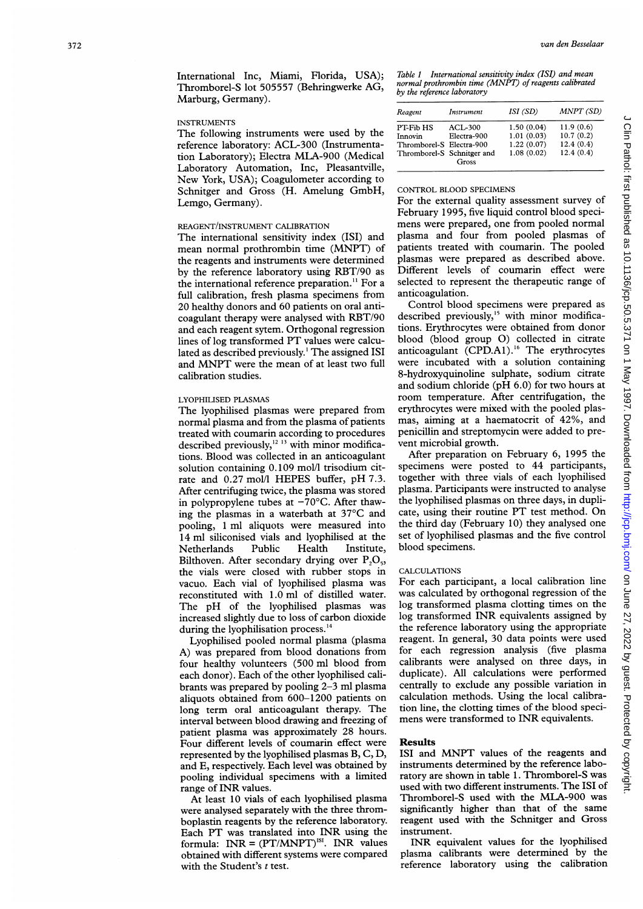International Inc, Miami, Florida, USA); Thromborel-S lot 505557 (Behringwerke AG, Marburg, Germany).

### INSTRUMENTS

The following instruments were used by the reference laboratory: ACL-300 (Instrumentation Laboratory); Electra MLA-900 (Medical Laboratory Automation, Inc, Pleasantville, New York, USA); Coagulometer according to Schnitger and Gross (H. Amelung GmbH, Lemgo, Germany).

### REAGENT/INSTRUMENT CALIBRATION

The international sensitivity index (ISI) and mean normal prothrombin time (MNPT) of the reagents and instruments were determined by the reference laboratory using RBT/90 as the international reference preparation.[11] For a full calibration, fresh plasma specimens from 20 healthy donors and 60 patients on oral anticoagulant therapy were analysed with RBT/90 and each reagent sytem. Orthogonal regression lines of log transformed PT values were calculated as described previously.[1] The assigned ISI and MNPT were the mean of at least two full calibration studies.

### LYOPHILISED PLASMAS

The lyophilised plasmas were prepared from normal plasma and from the plasma of patients treated with coumarin according to procedures described previously,[12 13] with minor modifications. Blood was collected in an anticoagulant solution containing 0.109 mol/l trisodium citrate and 0.27 mol/l HEPES buffer, pH 7.3. After centrifuging twice, the plasma was stored in polypropylene tubes at −70°C. After thawing the plasmas in a waterbath at 37°C and pooling, 1 ml aliquots were measured into 14 ml siliconised vials and lyophilised at the Netherlands Public Health Institute, Bilthoven. After secondary drying over $P_2O_5$, the vials were closed with rubber stops in vacuo. Each vial of lyophilised plasma was reconstituted with 1.0 ml of distilled water. The pH of the lyophilised plasmas was increased slightly due to loss of carbon dioxide during the lyophilisation process.[14]

Lyophilised pooled normal plasma (plasma A) was prepared from blood donations from four healthy volunteers (500 ml blood from each donor). Each of the other lyophilised calibrants was prepared by pooling 2–3 ml plasma aliquots obtained from 600–1200 patients on long term oral anticoagulant therapy. The interval between blood drawing and freezing of patient plasma was approximately 28 hours. Four different levels of coumarin effect were represented by the lyophilised plasmas B, C, D, and E, respectively. Each level was obtained by pooling individual specimens with a limited range of INR values.

At least 10 vials of each lyophilised plasma were analysed separately with the three thromboplastin reagents by the reference laboratory. Each PT was translated into INR using the formula: $INR = (PT/MNPT)^{ISI}$. INR values obtained with different systems were compared with the Student's *t* test.

*Table 1 International sensitivity index (ISI) and mean normal prothrombin time (MNPT) of reagents calibrated by the reference laboratory*

| Reagent | Instrument | ISI (SD) | MNPT (SD) |
|---|---|---|---|
| PT-Fib HS | ACL-300 | 1.50 (0.04) | 11.9 (0.6) |
| Innovin | Electra-900 | 1.01 (0.03) | 10.7 (0.2) |
| Thromborel-S | Electra-900 | 1.22 (0.07) | 12.4 (0.4) |
| Thromborel-S | Schnitger and Gross | 1.08 (0.02) | 12.4 (0.4) |

### CONTROL BLOOD SPECIMENS

For the external quality assessment survey of February 1995, five liquid control blood specimens were prepared, one from pooled normal plasma and four from pooled plasmas of patients treated with coumarin. The pooled plasmas were prepared as described above. Different levels of coumarin effect were selected to represent the therapeutic range of anticoagulation.

Control blood specimens were prepared as described previously,[15] with minor modifications. Erythrocytes were obtained from donor blood (blood group O) collected in citrate anticoagulant (CPD.A1).[16] The erythrocytes were incubated with a solution containing 8-hydroxyquinoline sulphate, sodium citrate and sodium chloride (pH 6.0) for two hours at room temperature. After centrifugation, the erythrocytes were mixed with the pooled plasmas, aiming at a haematocrit of 42%, and penicillin and streptomycin were added to prevent microbial growth.

After preparation on February 6, 1995 the specimens were posted to 44 participants, together with three vials of each lyophilised plasma. Participants were instructed to analyse the lyophilised plasmas on three days, in duplicate, using their routine PT test method. On the third day (February 10) they analysed one set of lyophilised plasmas and the five control blood specimens.

### CALCULATIONS

For each participant, a local calibration line was calculated by orthogonal regression of the log transformed plasma clotting times on the log transformed INR equivalents assigned by the reference laboratory using the appropriate reagent. In general, 30 data points were used for each regression analysis (five plasma calibrants were analysed on three days, in duplicate). All calculations were performed centrally to exclude any possible variation in calculation methods. Using the local calibration line, the clotting times of the blood specimens were transformed to INR equivalents.

## Results

ISI and MNPT values of the reagents and instruments determined by the reference laboratory are shown in table 1. Thromborel-S was used with two different instruments. The ISI of Thromborel-S used with the MLA-900 was significantly higher than that of the same reagent used with the Schnitger and Gross instrument.

INR equivalent values for the lyophilised plasma calibrants were determined by the reference laboratory using the calibration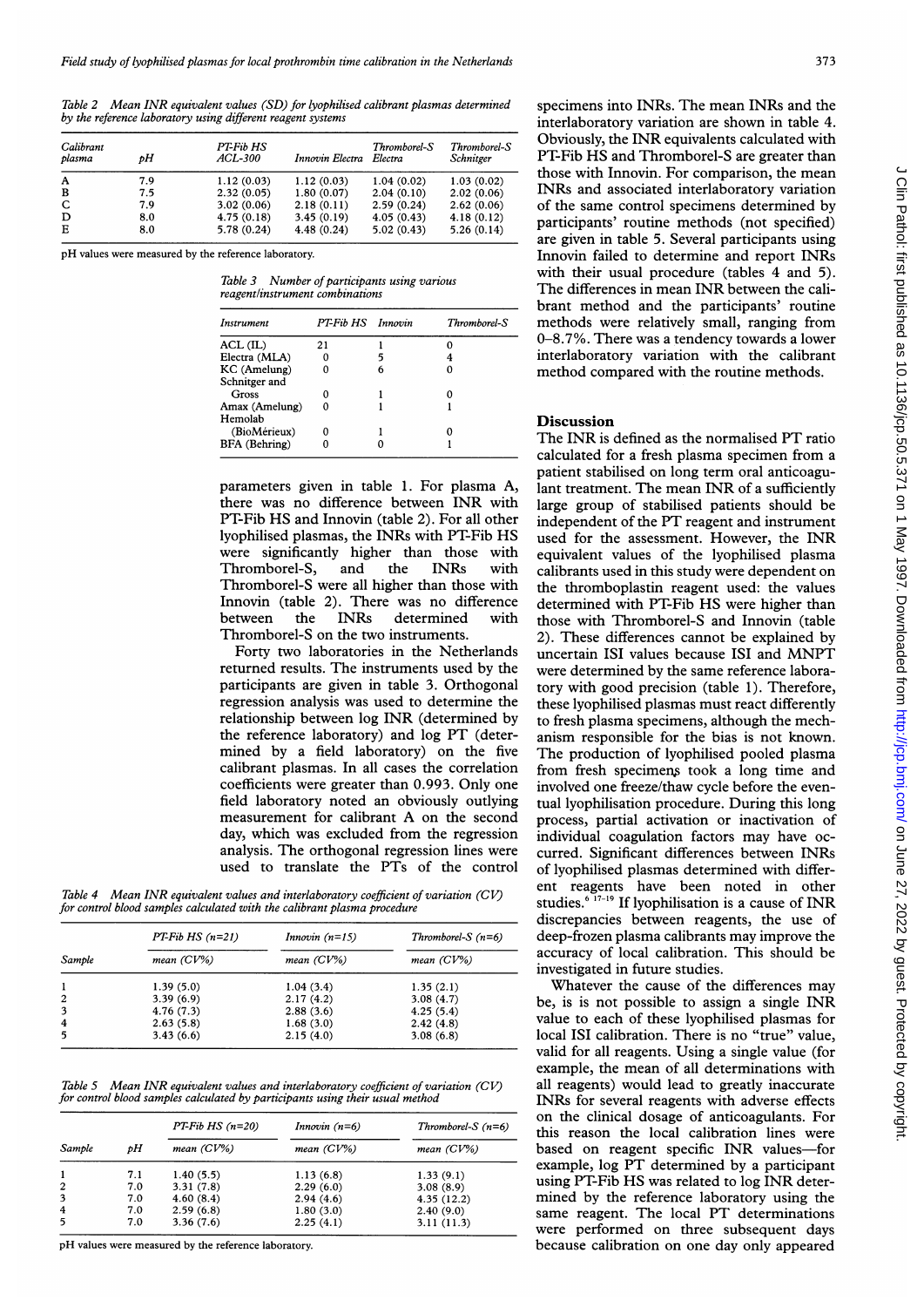Table 2 Mean INR equivalent values (SD) for lyophilised calibrant plasmas determined by the reference laboratory using different reagent systems

| Calibrant plasma | pH | PT-Fib HS ACL-300 | Innovin Electra | Thromborel-S Electra | Thromborel-S Schnitger |
|---|---|---|---|---|---|
| A | 7.9 | 1.12 (0.03) | 1.12 (0.03) | 1.04 (0.02) | 1.03 (0.02) |
| B | 7.5 | 2.32 (0.05) | 1.80 (0.07) | 2.04 (0.10) | 2.02 (0.06) |
| C | 7.9 | 3.02 (0.06) | 2.18 (0.11) | 2.59 (0.24) | 2.62 (0.06) |
| D | 8.0 | 4.75 (0.18) | 3.45 (0.19) | 4.05 (0.43) | 4.18 (0.12) |
| E | 8.0 | 5.78 (0.24) | 4.48 (0.24) | 5.02 (0.43) | 5.26 (0.14) |

pH values were measured by the reference laboratory.

Table 3 Number of participants using various reagent/instrument combinations

| Instrument | PT-Fib HS | Innovin | Thromborel-S |
|---|---|---|---|
| ACL (IL) | 21 | 1 | 0 |
| Electra (MLA) | 0 | 5 | 4 |
| KC (Amelung) | 0 | 6 | 0 |
| Schnitger and Gross | 0 | 1 | 0 |
| Amax (Amelung) | 0 | 1 | 1 |
| Hemolab (BioMérieux) | 0 | 1 | 0 |
| BFA (Behring) | 0 | 0 | 1 |

parameters given in table 1. For plasma A, there was no difference between INR with PT-Fib HS and Innovin (table 2). For all other lyophilised plasmas, the INRs with PT-Fib HS were significantly higher than those with Thromborel-S, and the INRs with Thromborel-S were all higher than those with Innovin (table 2). There was no difference between the INRs determined with Thromborel-S on the two instruments.

Forty two laboratories in the Netherlands returned results. The instruments used by the participants are given in table 3. Orthogonal regression analysis was used to determine the relationship between log INR (determined by the reference laboratory) and log PT (determined by a field laboratory) on the five calibrant plasmas. In all cases the correlation coefficients were greater than 0.993. Only one field laboratory noted an obviously outlying measurement for calibrant A on the second day, which was excluded from the regression analysis. The orthogonal regression lines were used to translate the PTs of the control specimens into INRs. The mean INRs and the interlaboratory variation are shown in table 4. Obviously, the INR equivalents calculated with PT-Fib HS and Thromborel-S are greater than those with Innovin. For comparison, the mean INRs and associated interlaboratory variation of the same control specimens determined by participants' routine methods (not specified) are given in table 5. Several participants using Innovin failed to determine and report INRs with their usual procedure (tables 4 and 5). The differences in mean INR between the calibrant method and the participants' routine methods were relatively small, ranging from 0–8.7%. There was a tendency towards a lower interlaboratory variation with the calibrant method compared with the routine methods.

Table 4 Mean INR equivalent values and interlaboratory coefficient of variation (CV) for control blood samples calculated with the calibrant plasma procedure

| Sample | PT-Fib HS (n=21) mean (CV%) | Innovin (n=15) mean (CV%) | Thromborel-S (n=6) mean (CV%) |
|---|---|---|---|
| 1 | 1.39 (5.0) | 1.04 (3.4) | 1.35 (2.1) |
| 2 | 3.39 (6.9) | 2.17 (4.2) | 3.08 (4.7) |
| 3 | 4.76 (7.3) | 2.88 (3.6) | 4.25 (5.4) |
| 4 | 2.63 (5.8) | 1.68 (3.0) | 2.42 (4.8) |
| 5 | 3.43 (6.6) | 2.15 (4.0) | 3.08 (6.8) |

Table 5 Mean INR equivalent values and interlaboratory coefficient of variation (CV) for control blood samples calculated by participants using their usual method

| Sample | pH | PT-Fib HS (n=20) mean (CV%) | Innovin (n=6) mean (CV%) | Thromborel-S (n=6) mean (CV%) |
|---|---|---|---|---|
| 1 | 7.1 | 1.40 (5.5) | 1.13 (6.8) | 1.33 (9.1) |
| 2 | 7.0 | 3.31 (7.8) | 2.29 (6.0) | 3.08 (8.9) |
| 3 | 7.0 | 4.60 (8.4) | 2.94 (4.6) | 4.35 (12.2) |
| 4 | 7.0 | 2.59 (6.8) | 1.80 (3.0) | 2.40 (9.0) |
| 5 | 7.0 | 3.36 (7.6) | 2.25 (4.1) | 3.11 (11.3) |

pH values were measured by the reference laboratory.

## Discussion

The INR is defined as the normalised PT ratio calculated for a fresh plasma specimen from a patient stabilised on long term oral anticoagulant treatment. The mean INR of a sufficiently large group of stabilised patients should be independent of the PT reagent and instrument used for the assessment. However, the INR equivalent values of the lyophilised plasma calibrants used in this study were dependent on the thromboplastin reagent used: the values determined with PT-Fib HS were higher than those with Thromborel-S and Innovin (table 2). These differences cannot be explained by uncertain ISI values because ISI and MNPT were determined by the same reference laboratory with good precision (table 1). Therefore, these lyophilised plasmas must react differently to fresh plasma specimens, although the mechanism responsible for the bias is not known. The production of lyophilised pooled plasma from fresh specimens took a long time and involved one freeze/thaw cycle before the eventual lyophilisation procedure. During this long process, partial activation or inactivation of individual coagulation factors may have occurred. Significant differences between INRs of lyophilised plasmas determined with different reagents have been noted in other studies.[6 17–19] If lyophilisation is a cause of INR discrepancies between reagents, the use of deep-frozen plasma calibrants may improve the accuracy of local calibration. This should be investigated in future studies.

Whatever the cause of the differences may be, is is not possible to assign a single INR value to each of these lyophilised plasmas for local ISI calibration. There is no "true" value, valid for all reagents. Using a single value (for example, the mean of all determinations with all reagents) would lead to greatly inaccurate INRs for several reagents with adverse effects on the clinical dosage of anticoagulants. For this reason the local calibration lines were based on reagent specific INR values—for example, log PT determined by a participant using PT-Fib HS was related to log INR determined by the reference laboratory using the same reagent. The local PT determinations were performed on three subsequent days because calibration on one day only appeared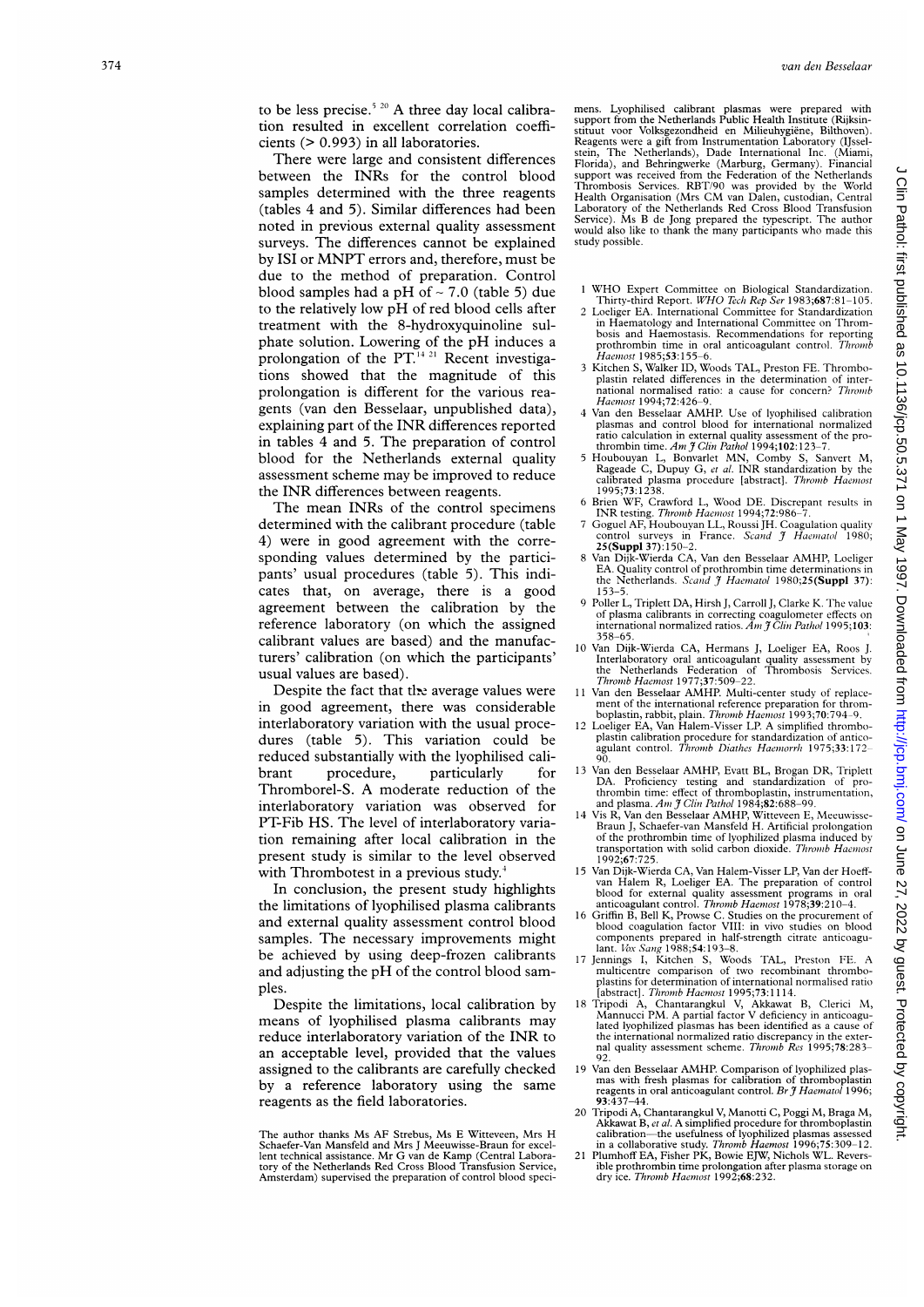to be less precise.[5,20] A three day local calibration resulted in excellent correlation coefficients (> 0.993) in all laboratories.

There were large and consistent differences between the INRs for the control blood samples determined with the three reagents (tables 4 and 5). Similar differences had been noted in previous external quality assessment surveys. The differences cannot be explained by ISI or MNPT errors and, therefore, must be due to the method of preparation. Control blood samples had a pH of ~ 7.0 (table 5) due to the relatively low pH of red blood cells after treatment with the 8-hydroxyquinoline sulphate solution. Lowering of the pH induces a prolongation of the PT.[14,21] Recent investigations showed that the magnitude of this prolongation is different for the various reagents (van den Besselaar, unpublished data), explaining part of the INR differences reported in tables 4 and 5. The preparation of control blood for the Netherlands external quality assessment scheme may be improved to reduce the INR differences between reagents.

The mean INRs of the control specimens determined with the calibrant procedure (table 4) were in good agreement with the corresponding values determined by the participants' usual procedures (table 5). This indicates that, on average, there is a good agreement between the calibration by the reference laboratory (on which the assigned calibrant values are based) and the manufacturers' calibration (on which the participants' usual values are based).

Despite the fact that the average values were in good agreement, there was considerable interlaboratory variation with the usual procedures (table 5). This variation could be reduced substantially with the lyophilised calibrant procedure, particularly for Thromborel-S. A moderate reduction of the interlaboratory variation was observed for PT-Fib HS. The level of interlaboratory variation remaining after local calibration in the present study is similar to the level observed with Thrombotest in a previous study.[4]

In conclusion, the present study highlights the limitations of lyophilised plasma calibrants and external quality assessment control blood samples. The necessary improvements might be achieved by using deep-frozen calibrants and adjusting the pH of the control blood samples.

Despite the limitations, local calibration by means of lyophilised plasma calibrants may reduce interlaboratory variation of the INR to an acceptable level, provided that the values assigned to the calibrants are carefully checked by a reference laboratory using the same reagents as the field laboratories.

The author thanks Ms AF Strebus, Ms E Witteveen, Mrs H Schaefer-Van Mansfeld and Mrs J Meeuwisse-Braun for excellent technical assistance. Mr G van de Kamp (Central Laboratory of the Netherlands Red Cross Blood Transfusion Service, Amsterdam) supervised the preparation of control blood specimens. Lyophilised calibrant plasmas were prepared with support from the Netherlands Public Health Institute (Rijksinstituut voor Volksgezondheid en Milieuhygiëne, Bilthoven). Reagents were a gift from Instrumentation Laboratory (IJsselstein, The Netherlands), Dade International Inc. (Miami, Florida), and Behringwerke (Marburg, Germany). Financial support was received from the Federation of the Netherlands Thrombosis Services. RBT/90 was provided by the World Health Organisation (Mrs CM van Dalen, custodian, Central Laboratory of the Netherlands Red Cross Blood Transfusion Service). Ms B de Jong prepared the typescript. The author would also like to thank the many participants who made this study possible.

1. WHO Expert Committee on Biological Standardization. Thirty-third Report. *WHO Tech Rep Ser* 1983;**687**:81–105.
2. Loeliger EA. International Committee for Standardization in Haematology and International Committee on Thrombosis and Haemostasis. Recommendations for reporting prothrombin time in oral anticoagulant control. *Thromb Haemost* 1985;**53**:155–6.
3. Kitchen S, Walker ID, Woods TAL, Preston FE. Thromboplastin related differences in the determination of international normalised ratio: a cause for concern? *Thromb Haemost* 1994;**72**:426–9.
4. Van den Besselaar AMHP. Use of lyophilised calibration plasmas and control blood for international normalized ratio calculation in external quality assessment of the prothrombin time. *Am J Clin Pathol* 1994;**102**:123–7.
5. Houbouyan L, Bonvarlet MN, Comby S, Sanvert M, Rageade C, Dupuy G, *et al*. INR standardization by the calibrated plasma procedure [abstract]. *Thromb Haemost* 1995;**73**:1238.
6. Brien WF, Crawford L, Wood DE. Discrepant results in INR testing. *Thromb Haemost* 1994;**72**:986–7.
7. Goguel AF, Houbouyan LL, Roussi JH. Coagulation quality control surveys in France. *Scand J Haematol* 1980; **25(Suppl 37)**:150–2.
8. Van Dijk-Wierda CA, Van den Besselaar AMHP, Loeliger EA. Quality control of prothrombin time determinations in the Netherlands. *Scand J Haematol* 1980;**25(Suppl 37)**: 153–5.
9. Poller L, Triplett DA, Hirsh J, Carroll J, Clarke K. The value of plasma calibrants in correcting coagulometer effects on international normalized ratios. *Am J Clin Pathol* 1995;**103**: 358–65.
10. Van Dijk-Wierda CA, Hermans J, Loeliger EA, Roos J. Interlaboratory oral anticoagulant quality assessment by the Netherlands Federation of Thrombosis Services. *Thromb Haemost* 1977;**37**:509–22.
11. Van den Besselaar AMHP. Multi-center study of replacement of the international reference preparation for thromboplastin, rabbit, plain. *Thromb Haemost* 1993;**70**:794–9.
12. Loeliger EA, Van Halem-Visser LP. A simplified thromboplastin calibration procedure for standardization of anticoagulant control. *Thromb Diathes Haemorrh* 1975;**33**:172–90.
13. Van den Besselaar AMHP, Evatt BL, Brogan DR, Triplett DA. Proficiency testing and standardization of prothrombin time: effect of thromboplastin, instrumentation, and plasma. *Am J Clin Pathol* 1984;**82**:688–99.
14. Vis R, Van den Besselaar AMHP, Witteveen E, Meeuwisse-Braun J, Schaefer-van Mansfeld H. Artificial prolongation of the prothrombin time of lyophilized plasma induced by transportation with solid carbon dioxide. *Thromb Haemost* 1992;**67**:725.
15. Van Dijk-Wierda CA, Van Halem-Visser LP, Van der Hoeff-van Halem R, Loeliger EA. The preparation of control blood for external quality assessment programs in oral anticoagulant control. *Thromb Haemost* 1978;**39**:210–4.
16. Griffin B, Bell K, Prowse C. Studies on the procurement of blood coagulation factor VIII: in vivo studies on blood components prepared in half-strength citrate anticoagulant. *Vox Sang* 1988;**54**:193–8.
17. Jennings I, Kitchen S, Woods TAL, Preston FE. A multicentre comparison of two recombinant thromboplastins for determination of international normalised ratio [abstract]. *Thromb Haemost* 1995;**73**:1114.
18. Tripodi A, Chantarangkul V, Akkawat B, Clerici M, Mannucci PM. A partial factor V deficiency in anticoagulated lyophilized plasmas has been identified as a cause of the international normalized ratio discrepancy in the external quality assessment scheme. *Thromb Res* 1995;**78**:283–92.
19. Van den Besselaar AMHP. Comparison of lyophilized plasmas with fresh plasmas for calibration of thromboplastin reagents in oral anticoagulant control. *Br J Haematol* 1996; **93**:437–44.
20. Tripodi A, Chantarangkul V, Manotti C, Poggi M, Braga M, Akkawat B, *et al*. A simplified procedure for thromboplastin calibration—the usefulness of lyophilized plasmas assessed in a collaborative study. *Thromb Haemost* 1996;**75**:309–12.
21. Plumhoff EA, Fisher PK, Bowie EJW, Nichols WL. Reversible prothrombin time prolongation after plasma storage on dry ice. *Thromb Haemost* 1992;**68**:232.